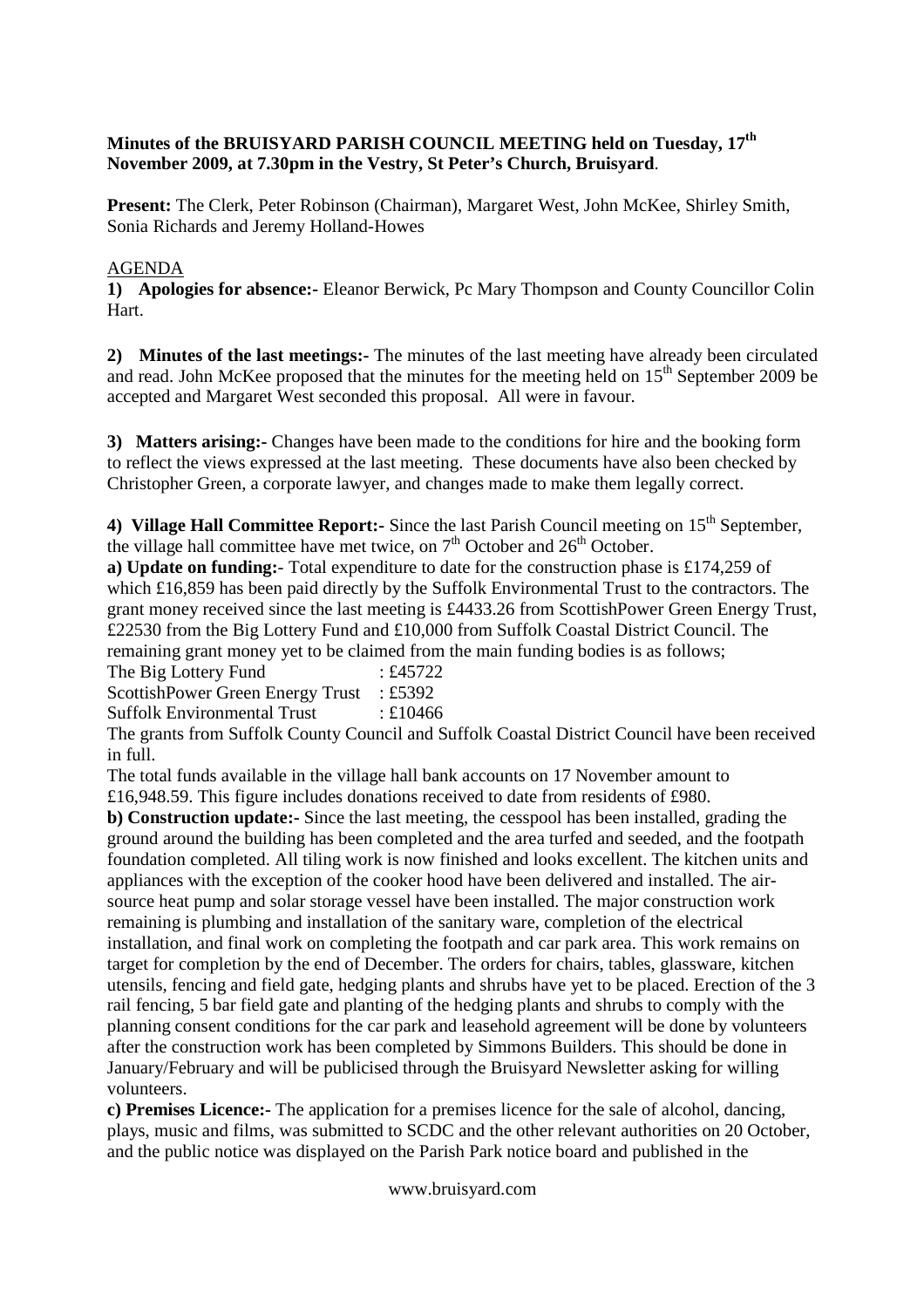**Minutes of the BRUISYARD PARISH COUNCIL MEETING held on Tuesday, 17th November 2009, at 7.30pm in the Vestry, St Peter's Church, Bruisyard**.

**Present:** The Clerk, Peter Robinson (Chairman), Margaret West, John McKee, Shirley Smith, Sonia Richards and Jeremy Holland-Howes

AGENDA

**1) Apologies for absence:-** Eleanor Berwick, Pc Mary Thompson and County Councillor Colin Hart.

**2) Minutes of the last meetings:-** The minutes of the last meeting have already been circulated and read. John McKee proposed that the minutes for the meeting held on 15th September 2009 be accepted and Margaret West seconded this proposal. All were in favour.

**3) Matters arising:-** Changes have been made to the conditions for hire and the booking form to reflect the views expressed at the last meeting. These documents have also been checked by Christopher Green, a corporate lawyer, and changes made to make them legally correct.

**4) Village Hall Committee Report:-** Since the last Parish Council meeting on 15th September, the village hall committee have met twice, on 7th October and 26th October.

**a) Update on funding:-** Total expenditure to date for the construction phase is £174,259 of which £16,859 has been paid directly by the Suffolk Environmental Trust to the contractors. The grant money received since the last meeting is £4433.26 from ScottishPower Green Energy Trust, £22530 from the Big Lottery Fund and £10,000 from Suffolk Coastal District Council. The remaining grant money yet to be claimed from the main funding bodies is as follows;

The Big Lottery Fund : £45722
ScottishPower Green Energy Trust : £5392
Suffolk Environmental Trust : £10466

The grants from Suffolk County Council and Suffolk Coastal District Council have been received in full.

The total funds available in the village hall bank accounts on 17 November amount to £16,948.59. This figure includes donations received to date from residents of £980.

**b) Construction update:-** Since the last meeting, the cesspool has been installed, grading the ground around the building has been completed and the area turfed and seeded, and the footpath foundation completed. All tiling work is now finished and looks excellent. The kitchen units and appliances with the exception of the cooker hood have been delivered and installed. The air-source heat pump and solar storage vessel have been installed. The major construction work remaining is plumbing and installation of the sanitary ware, completion of the electrical installation, and final work on completing the footpath and car park area. This work remains on target for completion by the end of December. The orders for chairs, tables, glassware, kitchen utensils, fencing and field gate, hedging plants and shrubs have yet to be placed. Erection of the 3 rail fencing, 5 bar field gate and planting of the hedging plants and shrubs to comply with the planning consent conditions for the car park and leasehold agreement will be done by volunteers after the construction work has been completed by Simmons Builders. This should be done in January/February and will be publicised through the Bruisyard Newsletter asking for willing volunteers.

**c) Premises Licence:-** The application for a premises licence for the sale of alcohol, dancing, plays, music and films, was submitted to SCDC and the other relevant authorities on 20 October, and the public notice was displayed on the Parish Park notice board and published in the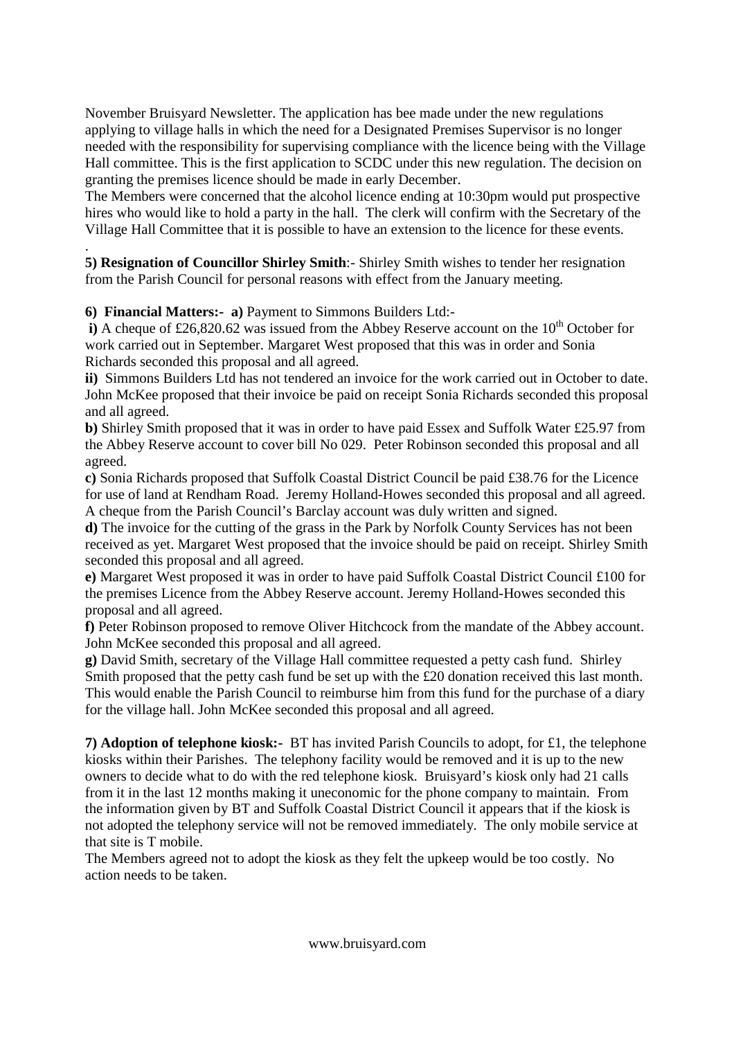November Bruisyard Newsletter. The application has bee made under the new regulations applying to village halls in which the need for a Designated Premises Supervisor is no longer needed with the responsibility for supervising compliance with the licence being with the Village Hall committee. This is the first application to SCDC under this new regulation. The decision on granting the premises licence should be made in early December.

The Members were concerned that the alcohol licence ending at 10:30pm would put prospective hires who would like to hold a party in the hall. The clerk will confirm with the Secretary of the Village Hall Committee that it is possible to have an extension to the licence for these events.

.

**5) Resignation of Councillor Shirley Smith**:- Shirley Smith wishes to tender her resignation from the Parish Council for personal reasons with effect from the January meeting.

**6) Financial Matters:- a)** Payment to Simmons Builders Ltd:-

**i)** A cheque of £26,820.62 was issued from the Abbey Reserve account on the 10th October for work carried out in September. Margaret West proposed that this was in order and Sonia Richards seconded this proposal and all agreed.

**ii)** Simmons Builders Ltd has not tendered an invoice for the work carried out in October to date. John McKee proposed that their invoice be paid on receipt Sonia Richards seconded this proposal and all agreed.

**b)** Shirley Smith proposed that it was in order to have paid Essex and Suffolk Water £25.97 from the Abbey Reserve account to cover bill No 029. Peter Robinson seconded this proposal and all agreed.

**c)** Sonia Richards proposed that Suffolk Coastal District Council be paid £38.76 for the Licence for use of land at Rendham Road. Jeremy Holland-Howes seconded this proposal and all agreed. A cheque from the Parish Council's Barclay account was duly written and signed.

**d)** The invoice for the cutting of the grass in the Park by Norfolk County Services has not been received as yet. Margaret West proposed that the invoice should be paid on receipt. Shirley Smith seconded this proposal and all agreed.

**e)** Margaret West proposed it was in order to have paid Suffolk Coastal District Council £100 for the premises Licence from the Abbey Reserve account. Jeremy Holland-Howes seconded this proposal and all agreed.

**f)** Peter Robinson proposed to remove Oliver Hitchcock from the mandate of the Abbey account. John McKee seconded this proposal and all agreed.

**g)** David Smith, secretary of the Village Hall committee requested a petty cash fund. Shirley Smith proposed that the petty cash fund be set up with the £20 donation received this last month. This would enable the Parish Council to reimburse him from this fund for the purchase of a diary for the village hall. John McKee seconded this proposal and all agreed.

**7) Adoption of telephone kiosk:-** BT has invited Parish Councils to adopt, for £1, the telephone kiosks within their Parishes. The telephony facility would be removed and it is up to the new owners to decide what to do with the red telephone kiosk. Bruisyard's kiosk only had 21 calls from it in the last 12 months making it uneconomic for the phone company to maintain. From the information given by BT and Suffolk Coastal District Council it appears that if the kiosk is not adopted the telephony service will not be removed immediately. The only mobile service at that site is T mobile.

The Members agreed not to adopt the kiosk as they felt the upkeep would be too costly. No action needs to be taken.

www.bruisyard.com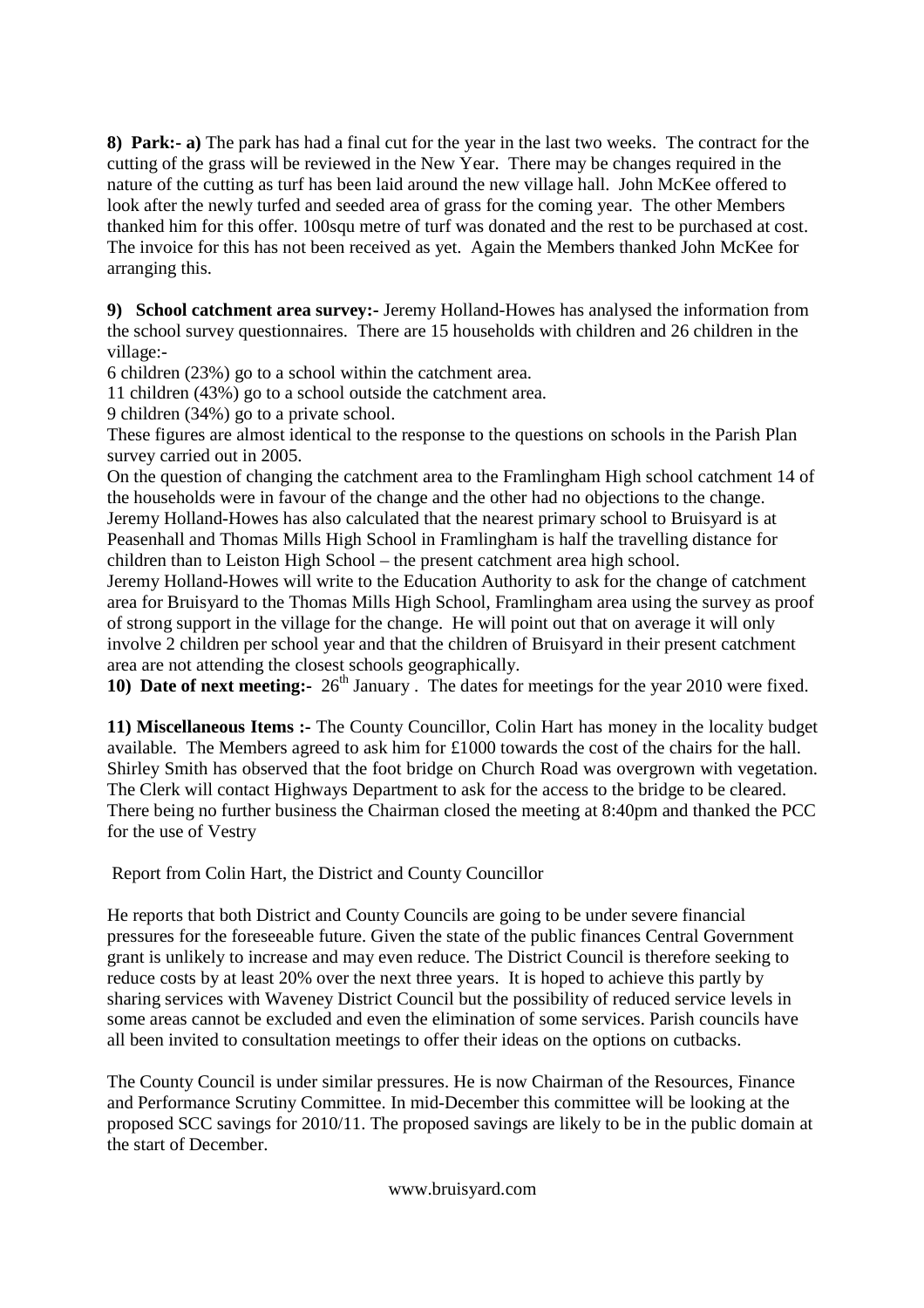**8) Park:- a)** The park has had a final cut for the year in the last two weeks. The contract for the cutting of the grass will be reviewed in the New Year. There may be changes required in the nature of the cutting as turf has been laid around the new village hall. John McKee offered to look after the newly turfed and seeded area of grass for the coming year. The other Members thanked him for this offer. 100squ metre of turf was donated and the rest to be purchased at cost. The invoice for this has not been received as yet. Again the Members thanked John McKee for arranging this.

**9) School catchment area survey:-** Jeremy Holland-Howes has analysed the information from the school survey questionnaires. There are 15 households with children and 26 children in the village:-

6 children (23%) go to a school within the catchment area.
11 children (43%) go to a school outside the catchment area.
9 children (34%) go to a private school.

These figures are almost identical to the response to the questions on schools in the Parish Plan survey carried out in 2005.

On the question of changing the catchment area to the Framlingham High school catchment 14 of the households were in favour of the change and the other had no objections to the change.

Jeremy Holland-Howes has also calculated that the nearest primary school to Bruisyard is at Peasenhall and Thomas Mills High School in Framlingham is half the travelling distance for children than to Leiston High School – the present catchment area high school.

Jeremy Holland-Howes will write to the Education Authority to ask for the change of catchment area for Bruisyard to the Thomas Mills High School, Framlingham area using the survey as proof of strong support in the village for the change. He will point out that on average it will only involve 2 children per school year and that the children of Bruisyard in their present catchment area are not attending the closest schools geographically.

**10) Date of next meeting:-** 26th January . The dates for meetings for the year 2010 were fixed.

**11) Miscellaneous Items :-** The County Councillor, Colin Hart has money in the locality budget available. The Members agreed to ask him for £1000 towards the cost of the chairs for the hall. Shirley Smith has observed that the foot bridge on Church Road was overgrown with vegetation. The Clerk will contact Highways Department to ask for the access to the bridge to be cleared. There being no further business the Chairman closed the meeting at 8:40pm and thanked the PCC for the use of Vestry

Report from Colin Hart, the District and County Councillor

He reports that both District and County Councils are going to be under severe financial pressures for the foreseeable future. Given the state of the public finances Central Government grant is unlikely to increase and may even reduce. The District Council is therefore seeking to reduce costs by at least 20% over the next three years. It is hoped to achieve this partly by sharing services with Waveney District Council but the possibility of reduced service levels in some areas cannot be excluded and even the elimination of some services. Parish councils have all been invited to consultation meetings to offer their ideas on the options on cutbacks.

The County Council is under similar pressures. He is now Chairman of the Resources, Finance and Performance Scrutiny Committee. In mid-December this committee will be looking at the proposed SCC savings for 2010/11. The proposed savings are likely to be in the public domain at the start of December.

www.bruisyard.com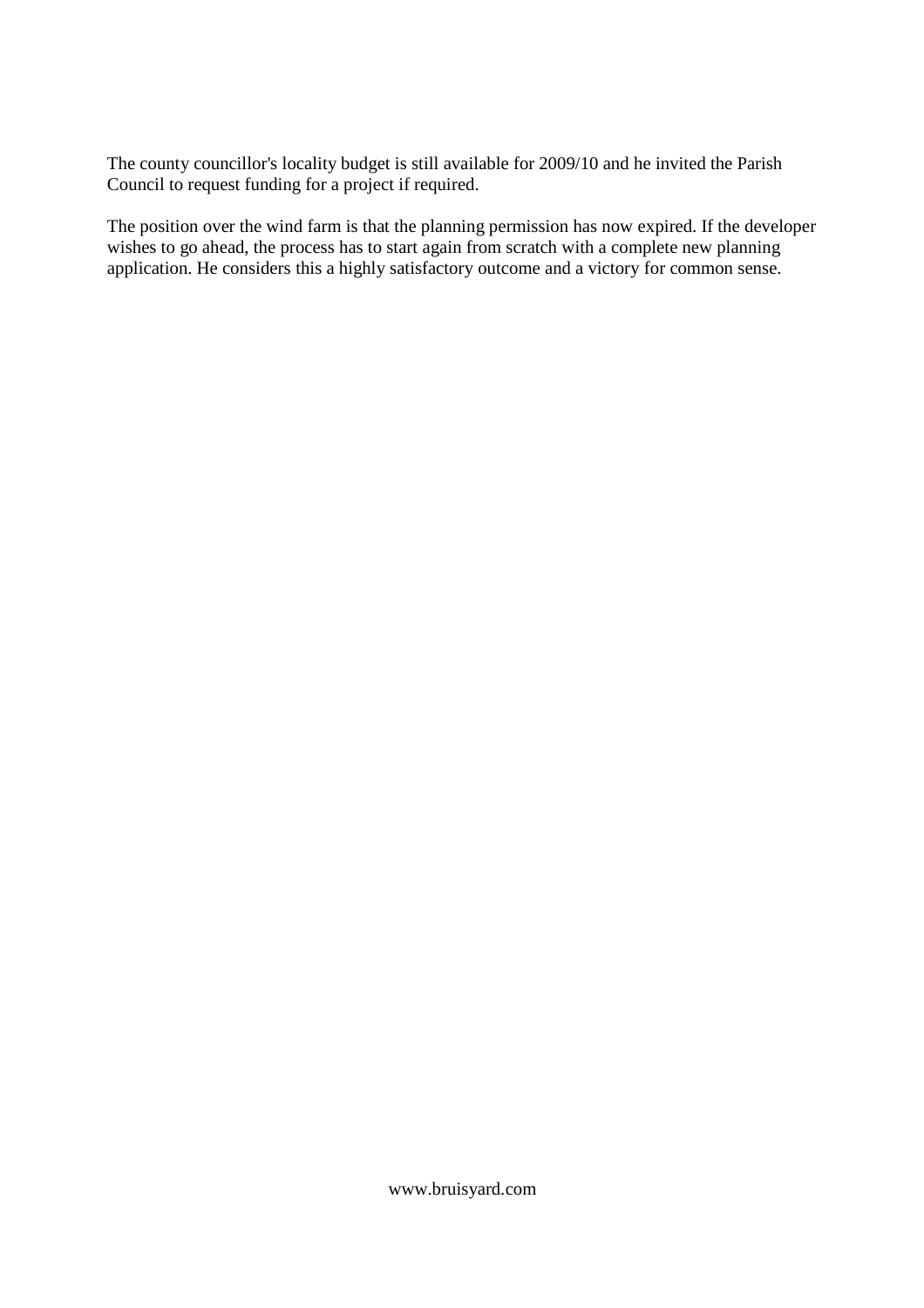The county councillor's locality budget is still available for 2009/10 and he invited the Parish Council to request funding for a project if required.

The position over the wind farm is that the planning permission has now expired. If the developer wishes to go ahead, the process has to start again from scratch with a complete new planning application. He considers this a highly satisfactory outcome and a victory for common sense.